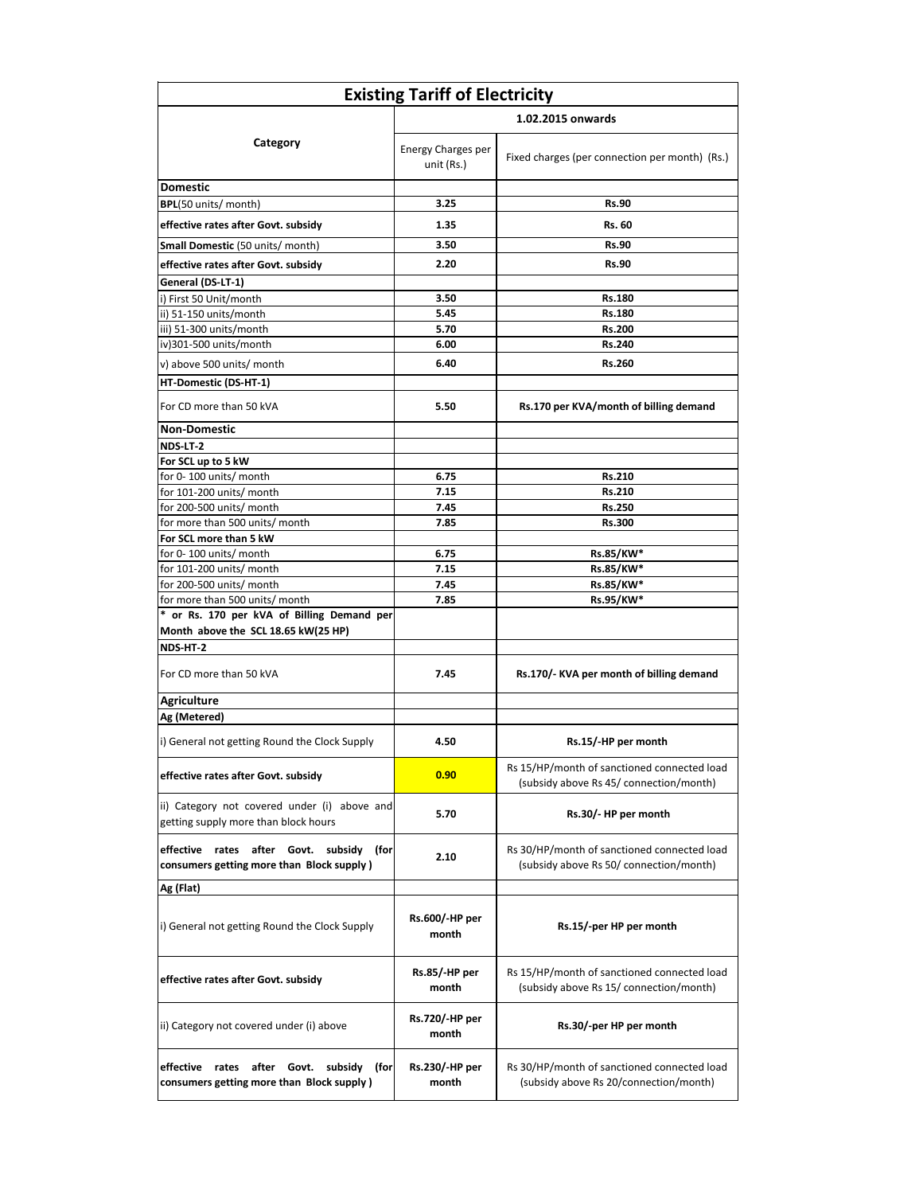## Existing Tariff of Electricity

| Category | 1.02.2015 onwards | |
|---|---|---|
| | Energy Charges per unit (Rs.) | Fixed charges (per connection per month) (Rs.) |
| **Domestic** | | |
| **BPL**(50 units/ month) | **3.25** | **Rs.90** |
| **effective rates after Govt. subsidy** | **1.35** | **Rs. 60** |
| **Small Domestic** (50 units/ month) | **3.50** | **Rs.90** |
| **effective rates after Govt. subsidy** | **2.20** | **Rs.90** |
| **General (DS-LT-1)** | | |
| i) First 50 Unit/month | **3.50** | **Rs.180** |
| ii) 51-150 units/month | **5.45** | **Rs.180** |
| iii) 51-300 units/month | **5.70** | **Rs.200** |
| iv)301-500 units/month | **6.00** | **Rs.240** |
| v) above 500 units/ month | **6.40** | **Rs.260** |
| **HT-Domestic (DS-HT-1)** | | |
| For CD more than 50 kVA | **5.50** | **Rs.170 per KVA/month of billing demand** |
| **Non-Domestic** | | |
| **NDS-LT-2** | | |
| **For SCL up to 5 kW** | | |
| for 0- 100 units/ month | **6.75** | **Rs.210** |
| for 101-200 units/ month | **7.15** | **Rs.210** |
| for 200-500 units/ month | **7.45** | **Rs.250** |
| for more than 500 units/ month | **7.85** | **Rs.300** |
| **For SCL more than 5 kW** | | |
| for 0- 100 units/ month | **6.75** | **Rs.85/KW*** |
| for 101-200 units/ month | **7.15** | **Rs.85/KW*** |
| for 200-500 units/ month | **7.45** | **Rs.85/KW*** |
| for more than 500 units/ month | **7.85** | **Rs.95/KW*** |
| **\* or Rs. 170 per kVA of Billing Demand per Month above the SCL 18.65 kW(25 HP)** | | |
| **NDS-HT-2** | | |
| For CD more than 50 kVA | **7.45** | **Rs.170/- KVA per month of billing demand** |
| **Agriculture** | | |
| **Ag (Metered)** | | |
| i) General not getting Round the Clock Supply | **4.50** | **Rs.15/-HP per month** |
| **effective rates after Govt. subsidy** | **0.90** | Rs 15/HP/month of sanctioned connected load (subsidy above Rs 45/ connection/month) |
| ii) Category not covered under (i) above and getting supply more than block hours | **5.70** | **Rs.30/- HP per month** |
| **effective rates after Govt. subsidy (for consumers getting more than Block supply )** | **2.10** | Rs 30/HP/month of sanctioned connected load (subsidy above Rs 50/ connection/month) |
| **Ag (Flat)** | | |
| i) General not getting Round the Clock Supply | **Rs.600/-HP per month** | **Rs.15/-per HP per month** |
| **effective rates after Govt. subsidy** | **Rs.85/-HP per month** | Rs 15/HP/month of sanctioned connected load (subsidy above Rs 15/ connection/month) |
| ii) Category not covered under (i) above | **Rs.720/-HP per month** | **Rs.30/-per HP per month** |
| **effective rates after Govt. subsidy (for consumers getting more than Block supply )** | **Rs.230/-HP per month** | Rs 30/HP/month of sanctioned connected load (subsidy above Rs 20/connection/month) |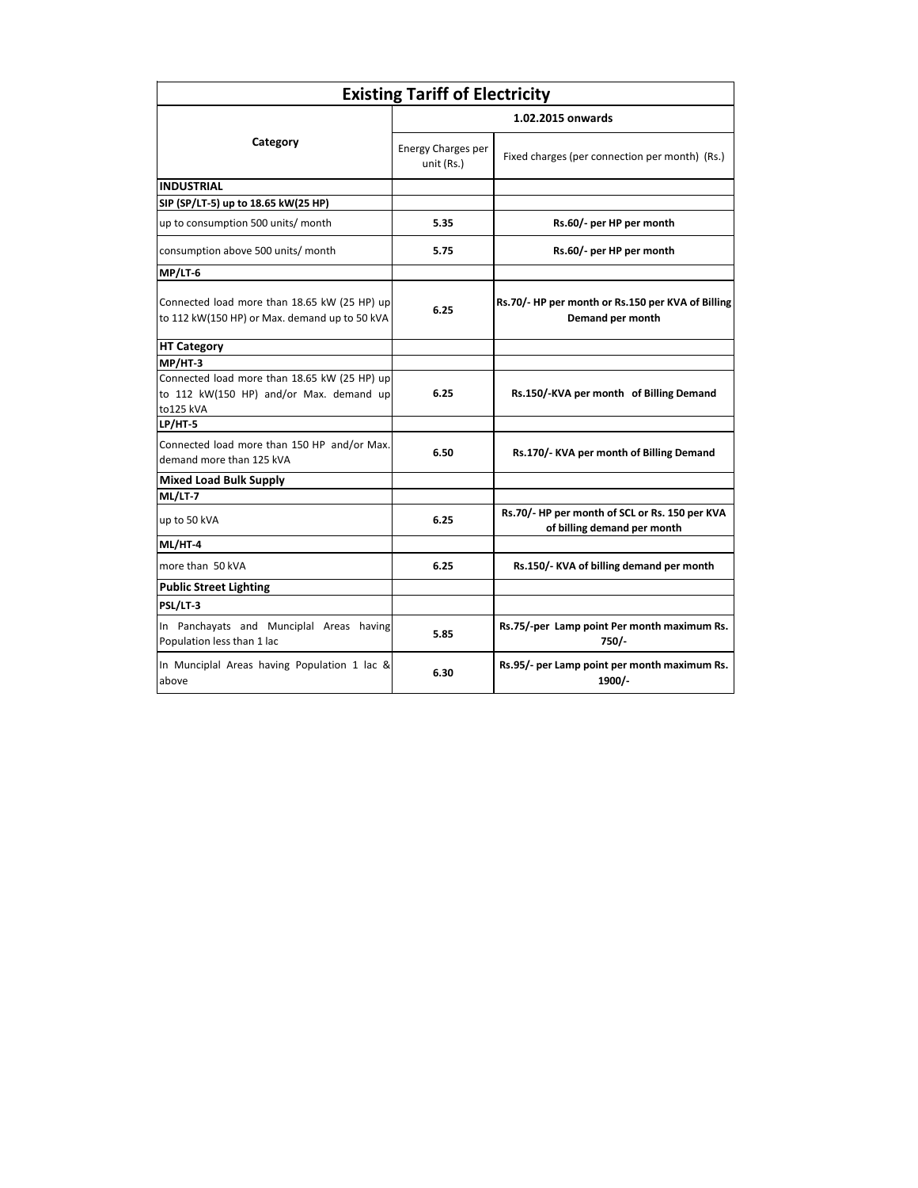| Existing Tariff of Electricity | | |
|---|---|---|
| **Category** | **1.02.2015 onwards** | |
| | Energy Charges per unit (Rs.) | Fixed charges (per connection per month) (Rs.) |
| **INDUSTRIAL** | | |
| **SIP (SP/LT-5) up to 18.65 kW(25 HP)** | | |
| up to consumption 500 units/ month | **5.35** | **Rs.60/- per HP per month** |
| consumption above 500 units/ month | **5.75** | **Rs.60/- per HP per month** |
| **MP/LT-6** | | |
| Connected load more than 18.65 kW (25 HP) up to 112 kW(150 HP) or Max. demand up to 50 kVA | **6.25** | **Rs.70/- HP per month or Rs.150 per KVA of Billing Demand per month** |
| **HT Category** | | |
| **MP/HT-3** | | |
| Connected load more than 18.65 kW (25 HP) up to 112 kW(150 HP) and/or Max. demand up to125 kVA | **6.25** | **Rs.150/-KVA per month of Billing Demand** |
| **LP/HT-5** | | |
| Connected load more than 150 HP and/or Max. demand more than 125 kVA | **6.50** | **Rs.170/- KVA per month of Billing Demand** |
| **Mixed Load Bulk Supply** | | |
| **ML/LT-7** | | |
| up to 50 kVA | **6.25** | **Rs.70/- HP per month of SCL or Rs. 150 per KVA of billing demand per month** |
| **ML/HT-4** | | |
| more than 50 kVA | **6.25** | **Rs.150/- KVA of billing demand per month** |
| **Public Street Lighting** | | |
| **PSL/LT-3** | | |
| In Panchayats and Munciplal Areas having Population less than 1 lac | **5.85** | **Rs.75/-per Lamp point Per month maximum Rs. 750/-** |
| In Munciplal Areas having Population 1 lac & above | **6.30** | **Rs.95/- per Lamp point per month maximum Rs. 1900/-** |